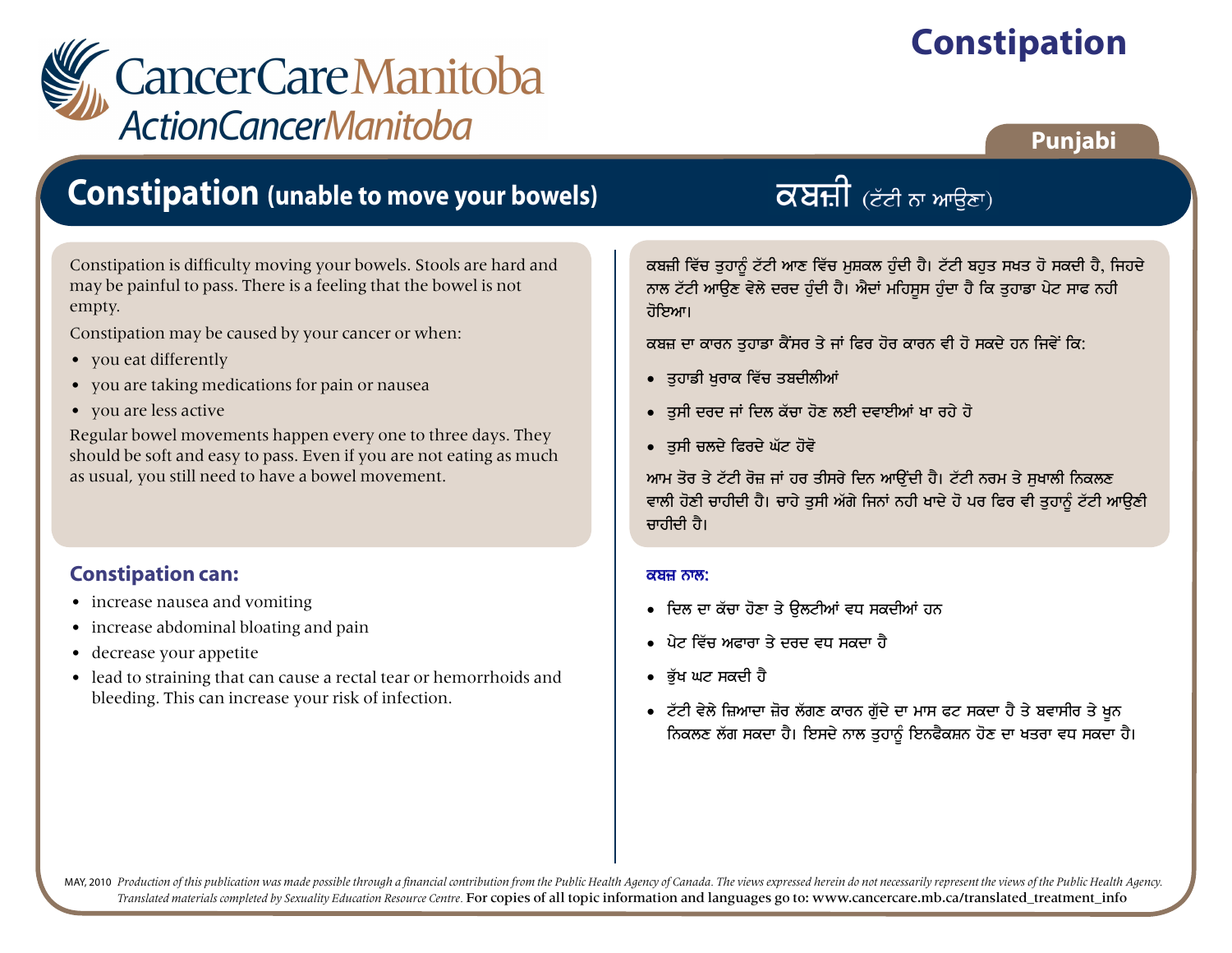# Constipation

CancerCare Manitoba
ActionCancerManitoba

Punjabi

## Constipation (unable to move your bowels)

Constipation is difficulty moving your bowels. Stools are hard and may be painful to pass. There is a feeling that the bowel is not empty.

Constipation may be caused by your cancer or when:

- you eat differently
- you are taking medications for pain or nausea
- you are less active

Regular bowel movements happen every one to three days. They should be soft and easy to pass. Even if you are not eating as much as usual, you still need to have a bowel movement.

### Constipation can:

- increase nausea and vomiting
- increase abdominal bloating and pain
- decrease your appetite
- lead to straining that can cause a rectal tear or hemorrhoids and bleeding. This can increase your risk of infection.

## ਕਬਜ਼ੀ (ਟੱਟੀ ਨਾ ਆਉਣਾ)

ਕਬਜ਼ੀ ਵਿੱਚ ਤੁਹਾਨੂੰ ਟੱਟੀ ਆਣ ਵਿੱਚ ਮੁਸ਼ਕਲ ਹੁੰਦੀ ਹੈ। ਟੱਟੀ ਬਹੁਤ ਸਖ਼ਤ ਹੋ ਸਕਦੀ ਹੈ, ਜਿਹਦੇ ਨਾਲ ਟੱਟੀ ਆਉਣ ਵੇਲੇ ਦਰਦ ਹੁੰਦੀ ਹੈ। ਐਦਾਂ ਮਹਿਸੂਸ ਹੁੰਦਾ ਹੈ ਕਿ ਤੁਹਾਡਾ ਪੇਟ ਸਾਫ ਨਹੀ ਹੋਇਆ।

ਕਬਜ਼ ਦਾ ਕਾਰਨ ਤੁਹਾਡਾ ਕੈਂਸਰ ਤੇ ਜਾਂ ਫਿਰ ਹੋਰ ਕਾਰਨ ਵੀ ਹੋ ਸਕਦੇ ਹਨ ਜਿਵੇਂ ਕਿ:

- ਤੁਹਾਡੀ ਖ਼ੁਰਾਕ ਵਿੱਚ ਤਬਦੀਲੀਆਂ
- ਤੁਸੀ ਦਰਦ ਜਾਂ ਦਿਲ ਕੱਚਾ ਹੋਣ ਲਈ ਦਵਾਈਆਂ ਖਾ ਰਹੇ ਹੋ
- ਤੁਸੀ ਚਲਦੇ ਫਿਰਦੇ ਘੱਟ ਹੋਵੋ

ਆਮ ਤੋਰ ਤੇ ਟੱਟੀ ਰੋਜ਼ ਜਾਂ ਹਰ ਤੀਸਰੇ ਦਿਨ ਆਉਂਦੀ ਹੈ। ਟੱਟੀ ਨਰਮ ਤੇ ਸੁਖਾਲੀ ਨਿਕਲਣ ਵਾਲੀ ਹੋਣੀ ਚਾਹੀਦੀ ਹੈ। ਚਾਹੇ ਤੁਸੀ ਅੱਗੇ ਜਿਨਾਂ ਨਹੀ ਖਾਦੇ ਹੋ ਪਰ ਫਿਰ ਵੀ ਤੁਹਾਨੂੰ ਟੱਟੀ ਆਉਣੀ ਚਾਹੀਦੀ ਹੈ।

### ਕਬਜ਼ ਨਾਲ:

- ਦਿਲ ਦਾ ਕੱਚਾ ਹੋਣਾ ਤੇ ਉਲਟੀਆਂ ਵਧ ਸਕਦੀਆਂ ਹਨ
- ਪੇਟ ਵਿੱਚ ਅਫਾਰਾ ਤੇ ਦਰਦ ਵਧ ਸਕਦਾ ਹੈ
- ਭੁੱਖ ਘਟ ਸਕਦੀ ਹੈ
- ਟੱਟੀ ਵੇਲੇ ਜ਼ਿਆਦਾ ਜ਼ੋਰ ਲੱਗਣ ਕਾਰਨ ਗੁੱਦੇ ਦਾ ਮਾਸ ਫਟ ਸਕਦਾ ਹੈ ਤੇ ਬਵਾਸੀਰ ਤੇ ਖ਼ੂਨ ਨਿਕਲਣ ਲੱਗ ਸਕਦਾ ਹੈ। ਇਸਦੇ ਨਾਲ ਤੁਹਾਨੂੰ ਇਨਫੈਕਸ਼ਨ ਹੋਣ ਦਾ ਖਤਰਾ ਵਧ ਸਕਦਾ ਹੈ।

MAY, 2010 *Production of this publication was made possible through a financial contribution from the Public Health Agency of Canada. The views expressed herein do not necessarily represent the views of the Public Health Agency. Translated materials completed by Sexuality Education Resource Centre.* For copies of all topic information and languages go to: www.cancercare.mb.ca/translated_treatment_info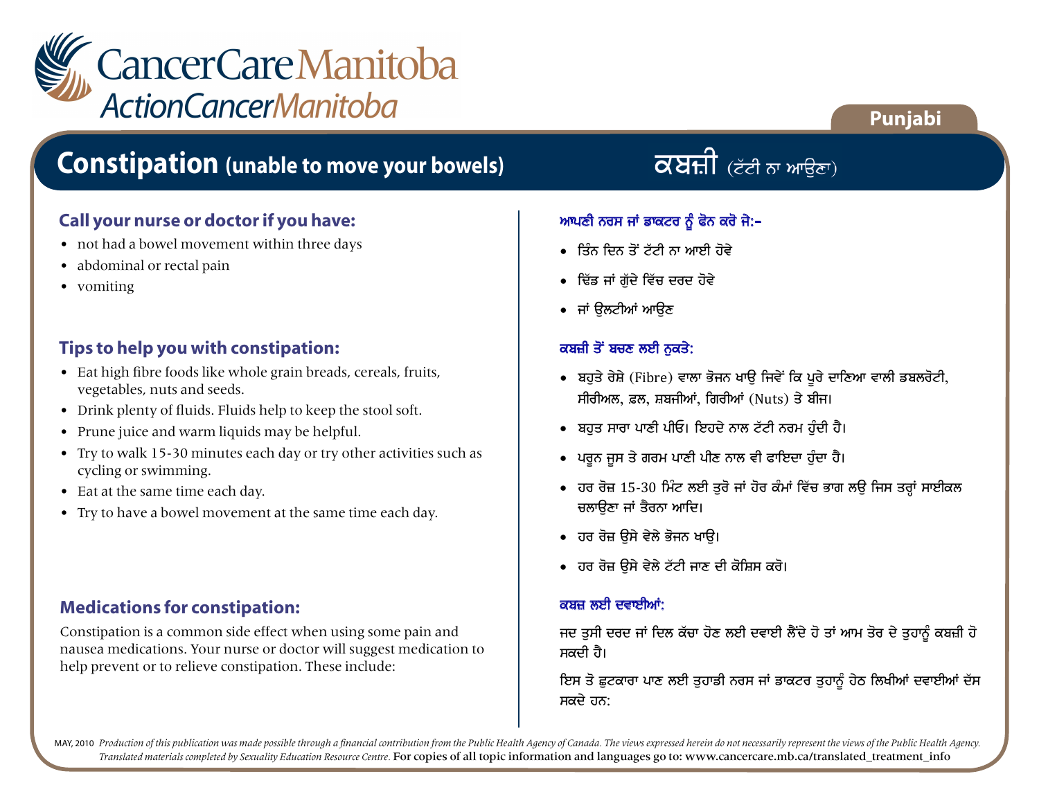# Constipation (unable to move your bowels) — ਕਬਜ਼ੀ (ਟੱਟੀ ਨਾ ਆਉਣਾ)

## Call your nurse or doctor if you have:

- not had a bowel movement within three days
- abdominal or rectal pain
- vomiting

## Tips to help you with constipation:

- Eat high fibre foods like whole grain breads, cereals, fruits, vegetables, nuts and seeds.
- Drink plenty of fluids. Fluids help to keep the stool soft.
- Prune juice and warm liquids may be helpful.
- Try to walk 15-30 minutes each day or try other activities such as cycling or swimming.
- Eat at the same time each day.
- Try to have a bowel movement at the same time each day.

## Medications for constipation:

Constipation is a common side effect when using some pain and nausea medications. Your nurse or doctor will suggest medication to help prevent or to relieve constipation. These include:

## ਆਪਣੀ ਨਰਸ ਜਾਂ ਡਾਕਟਰ ਨੂੰ ਫੋਨ ਕਰੋ ਜੇ:-

- ਤਿੰਨ ਦਿਨ ਤੋਂ ਟੱਟੀ ਨਾ ਆਈ ਹੋਵੇ
- ਢਿੱਡ ਜਾਂ ਗੁੱਦੇ ਵਿੱਚ ਦਰਦ ਹੋਵੇ
- ਜਾਂ ਉਲਟੀਆਂ ਆਉਣ

## ਕਬਜ਼ੀ ਤੋਂ ਬਚਣ ਲਈ ਨੁਕਤੇ:

- ਬਹੁਤੇ ਰੇਸ਼ੇ (Fibre) ਵਾਲਾ ਭੋਜਨ ਖਾਉ ਜਿਵੇਂ ਕਿ ਪੂਰੇ ਦਾਣਿਆ ਵਾਲੀ ਡਬਲਰੋਟੀ, ਸੀਰੀਅਲ, ਫ਼ਲ, ਸ਼ਬਜੀਆਂ, ਗਿਰੀਆਂ (Nuts) ਤੇ ਬੀਜ।
- ਬਹੁਤ ਸਾਰਾ ਪਾਣੀ ਪੀਓ। ਇਹਦੇ ਨਾਲ ਟੱਟੀ ਨਰਮ ਹੁੰਦੀ ਹੈ।
- ਪਰੂਨ ਜੂਸ ਤੇ ਗਰਮ ਪਾਣੀ ਪੀਣ ਨਾਲ ਵੀ ਫਾਇਦਾ ਹੁੰਦਾ ਹੈ।
- ਹਰ ਰੋਜ਼ 15-30 ਮਿੰਟ ਲਈ ਤੁਰੋ ਜਾਂ ਹੋਰ ਕੰਮਾਂ ਵਿੱਚ ਭਾਗ ਲਉ ਜਿਸ ਤਰ੍ਹਾਂ ਸਾਈਕਲ ਚਲਾਉਣਾ ਜਾਂ ਤੈਰਨਾ ਆਦਿ।
- ਹਰ ਰੋਜ਼ ਉਸੇ ਵੇਲੇ ਭੋਜਨ ਖਾਉ।
- ਹਰ ਰੋਜ਼ ਉਸੇ ਵੇਲੇ ਟੱਟੀ ਜਾਣ ਦੀ ਕੋਸ਼ਿਸ ਕਰੋ।

## ਕਬਜ਼ ਲਈ ਦਵਾਈਆਂ:

ਜਦ ਤੁਸੀ ਦਰਦ ਜਾਂ ਦਿਲ ਕੱਚਾ ਹੋਣ ਲਈ ਦਵਾਈ ਲੈਂਦੇ ਹੋ ਤਾਂ ਆਮ ਤੋਰ ਦੇ ਤੁਹਾਨੂੰ ਕਬਜ਼ੀ ਹੋ ਸਕਦੀ ਹੈ।

ਇਸ ਤੋ ਛੁਟਕਾਰਾ ਪਾਣ ਲਈ ਤੁਹਾਡੀ ਨਰਸ ਜਾਂ ਡਾਕਟਰ ਤੁਹਾਨੂੰ ਹੇਠ ਲਿਖੀਆਂ ਦਵਾਈਆਂ ਦੱਸ ਸਕਦੇ ਹਨ: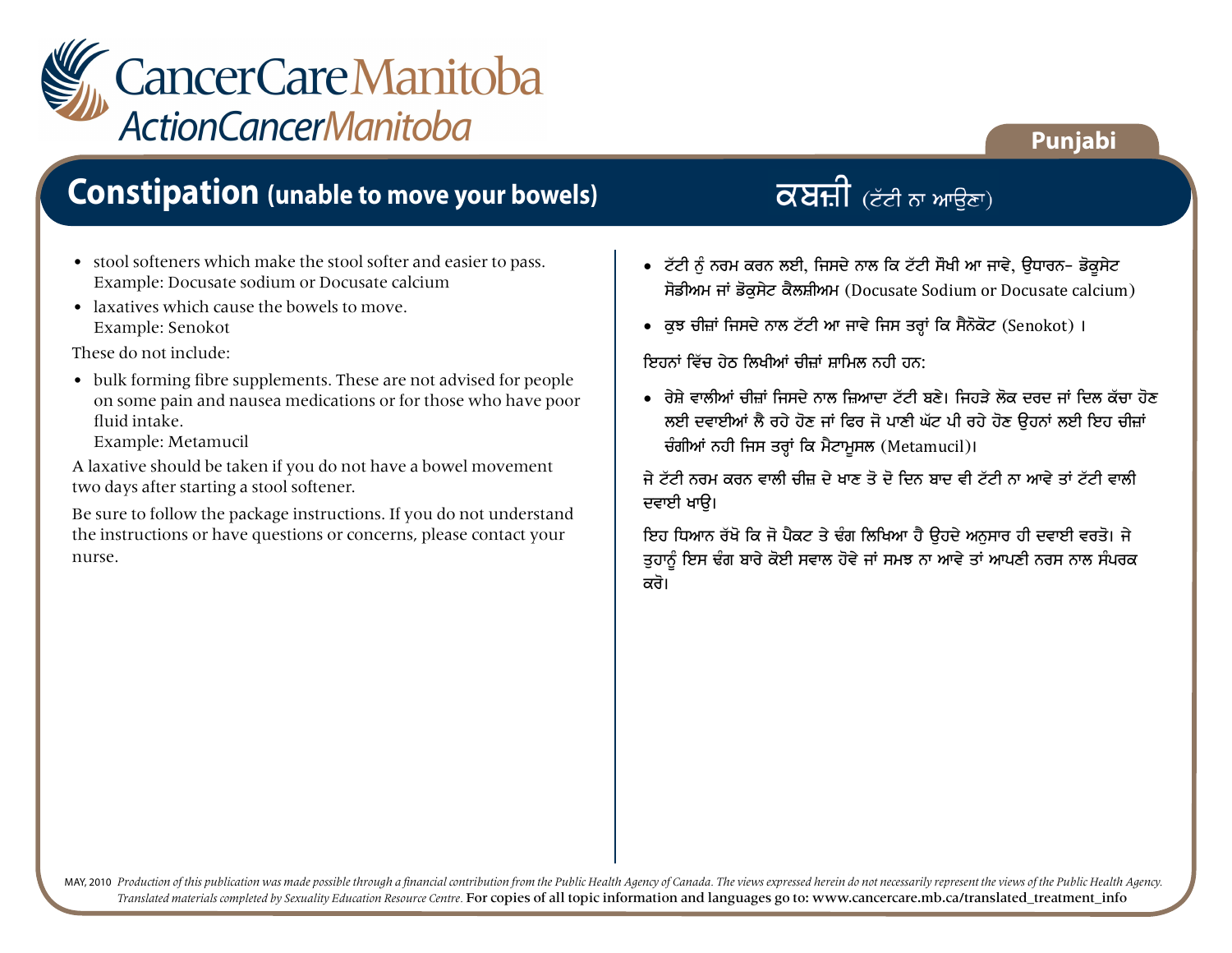## Constipation (unable to move your bowels)

## ਕਬਜ਼ੀ (ਟੱਟੀ ਨਾ ਆਉਣਾ)

- stool softeners which make the stool softer and easier to pass.
  Example: Docusate sodium or Docusate calcium
- laxatives which cause the bowels to move.
  Example: Senokot

These do not include:

- bulk forming fibre supplements. These are not advised for people on some pain and nausea medications or for those who have poor fluid intake.
  Example: Metamucil

A laxative should be taken if you do not have a bowel movement two days after starting a stool softener.

Be sure to follow the package instructions. If you do not understand the instructions or have questions or concerns, please contact your nurse.

- ਟੱਟੀ ਨੂੰ ਨਰਮ ਕਰਨ ਲਈ, ਜਿਸਦੇ ਨਾਲ ਕਿ ਟੱਟੀ ਸੌਖੀ ਆ ਜਾਵੇ, ਉਧਾਰਨ- ਡੋਕੂਸੇਟ ਸੋਡੀਅਮ ਜਾਂ ਡੋਕੂਸੇਟ ਕੈਲਸ਼ੀਅਮ (Docusate Sodium or Docusate calcium)
- ਕੁਝ ਚੀਜ਼ਾਂ ਜਿਸਦੇ ਨਾਲ ਟੱਟੀ ਆ ਜਾਵੇ ਜਿਸ ਤਰ੍ਹਾਂ ਕਿ ਸੈਨੋਕੋਟ (Senokot) ।

ਇਹਨਾਂ ਵਿੱਚ ਹੇਠ ਲਿਖੀਆਂ ਚੀਜ਼ਾਂ ਸ਼ਾਮਿਲ ਨਹੀ ਹਨ:

- ਰੇਸ਼ੇ ਵਾਲੀਆਂ ਚੀਜ਼ਾਂ ਜਿਸਦੇ ਨਾਲ ਜ਼ਿਆਦਾ ਟੱਟੀ ਬਣੇ। ਜਿਹੜੇ ਲੋਕ ਦਰਦ ਜਾਂ ਦਿਲ ਕੱਚਾ ਹੋਣ ਲਈ ਦਵਾਈਆਂ ਲੈ ਰਹੇ ਹੋਣ ਜਾਂ ਫਿਰ ਜੋ ਪਾਣੀ ਘੱਟ ਪੀ ਰਹੇ ਹੋਣ ਉਹਨਾਂ ਲਈ ਇਹ ਚੀਜ਼ਾਂ ਚੰਗੀਆਂ ਨਹੀ ਜਿਸ ਤਰ੍ਹਾਂ ਕਿ ਮੈਟਾਮੂਸਲ (Metamucil)।

ਜੇ ਟੱਟੀ ਨਰਮ ਕਰਨ ਵਾਲੀ ਚੀਜ਼ ਦੇ ਖਾਣ ਤੋ ਦੋ ਦਿਨ ਬਾਦ ਵੀ ਟੱਟੀ ਨਾ ਆਵੇ ਤਾਂ ਟੱਟੀ ਵਾਲੀ ਦਵਾਈ ਖਾਉ।

ਇਹ ਧਿਆਨ ਰੱਖੋ ਕਿ ਜੋ ਪੈਕਟ ਤੇ ਢੰਗ ਲਿਖਿਆ ਹੈ ਉਹਦੇ ਅਨੁਸਾਰ ਹੀ ਦਵਾਈ ਵਰਤੋ। ਜੇ ਤੁਹਾਨੂੰ ਇਸ ਢੰਗ ਬਾਰੇ ਕੋਈ ਸਵਾਲ ਹੋਵੇ ਜਾਂ ਸਮਝ ਨਾ ਆਵੇ ਤਾਂ ਆਪਣੀ ਨਰਸ ਨਾਲ ਸੰਪਰਕ ਕਰੋ।